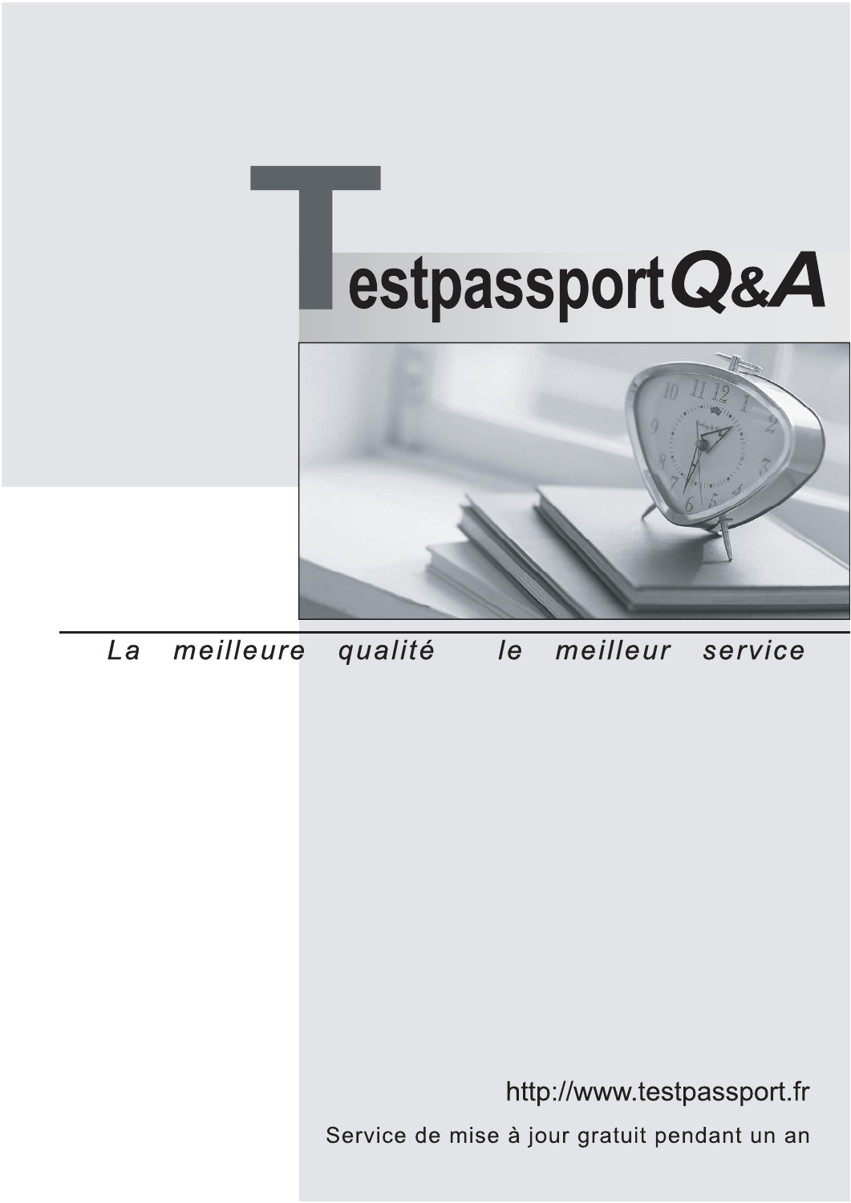# TestpassportQ&A

*La meilleure qualité le meilleur service*

http://www.testpassport.fr

Service de mise à jour gratuit pendant un an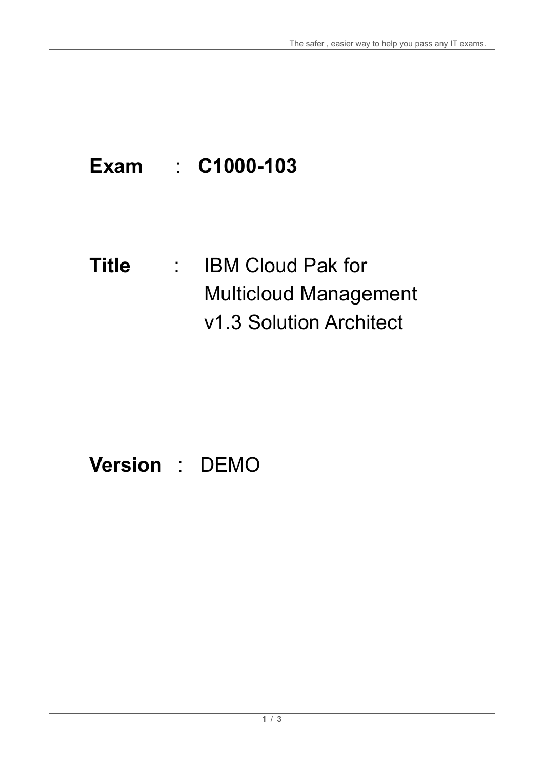**Exam** : **C1000-103**

**Title** : IBM Cloud Pak for Multicloud Management v1.3 Solution Architect

**Version** : DEMO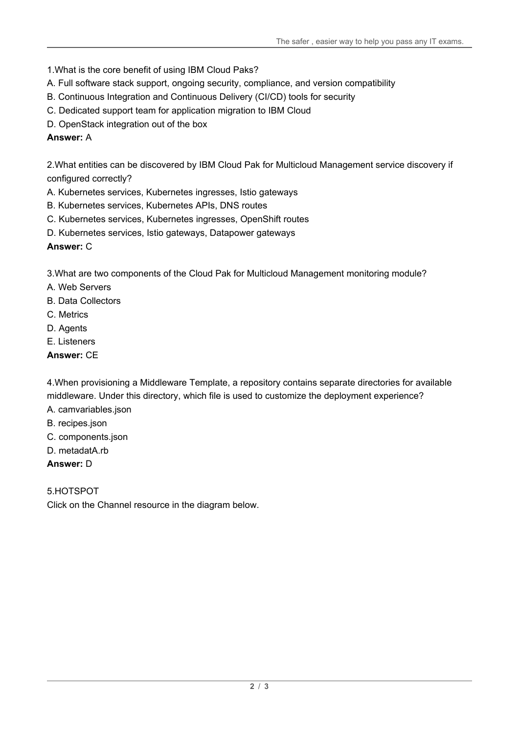1.What is the core benefit of using IBM Cloud Paks?

A. Full software stack support, ongoing security, compliance, and version compatibility

B. Continuous Integration and Continuous Delivery (CI/CD) tools for security

C. Dedicated support team for application migration to IBM Cloud

D. OpenStack integration out of the box

**Answer:** A

2.What entities can be discovered by IBM Cloud Pak for Multicloud Management service discovery if configured correctly?

A. Kubernetes services, Kubernetes ingresses, Istio gateways

B. Kubernetes services, Kubernetes APIs, DNS routes

C. Kubernetes services, Kubernetes ingresses, OpenShift routes

D. Kubernetes services, Istio gateways, Datapower gateways

**Answer:** C

3.What are two components of the Cloud Pak for Multicloud Management monitoring module?

A. Web Servers

B. Data Collectors

C. Metrics

D. Agents

E. Listeners

**Answer:** CE

4.When provisioning a Middleware Template, a repository contains separate directories for available middleware. Under this directory, which file is used to customize the deployment experience?

A. camvariables.json

B. recipes.json

C. components.json

D. metadatA.rb

**Answer:** D

5.HOTSPOT

Click on the Channel resource in the diagram below.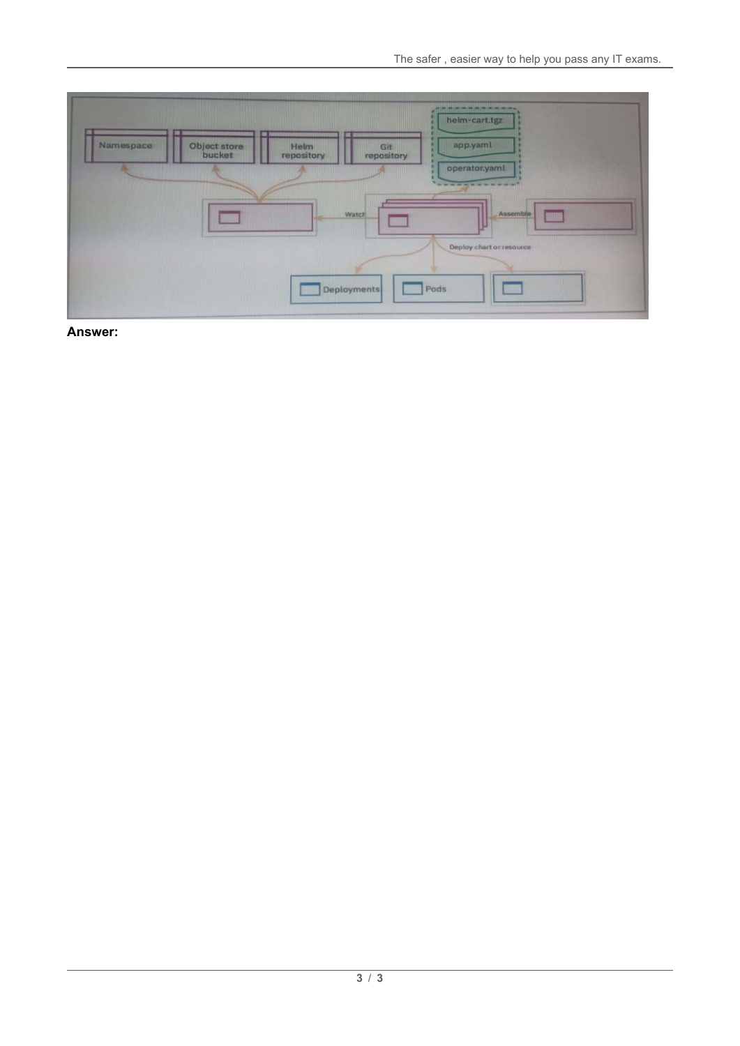Namespace

Object store bucket

Helm repository

Git repository

helm-cart.tgz

app.yaml

operator.yaml

Watch

Assemble

Deploy chart or resource

Deployments

Pods

**Answer:**